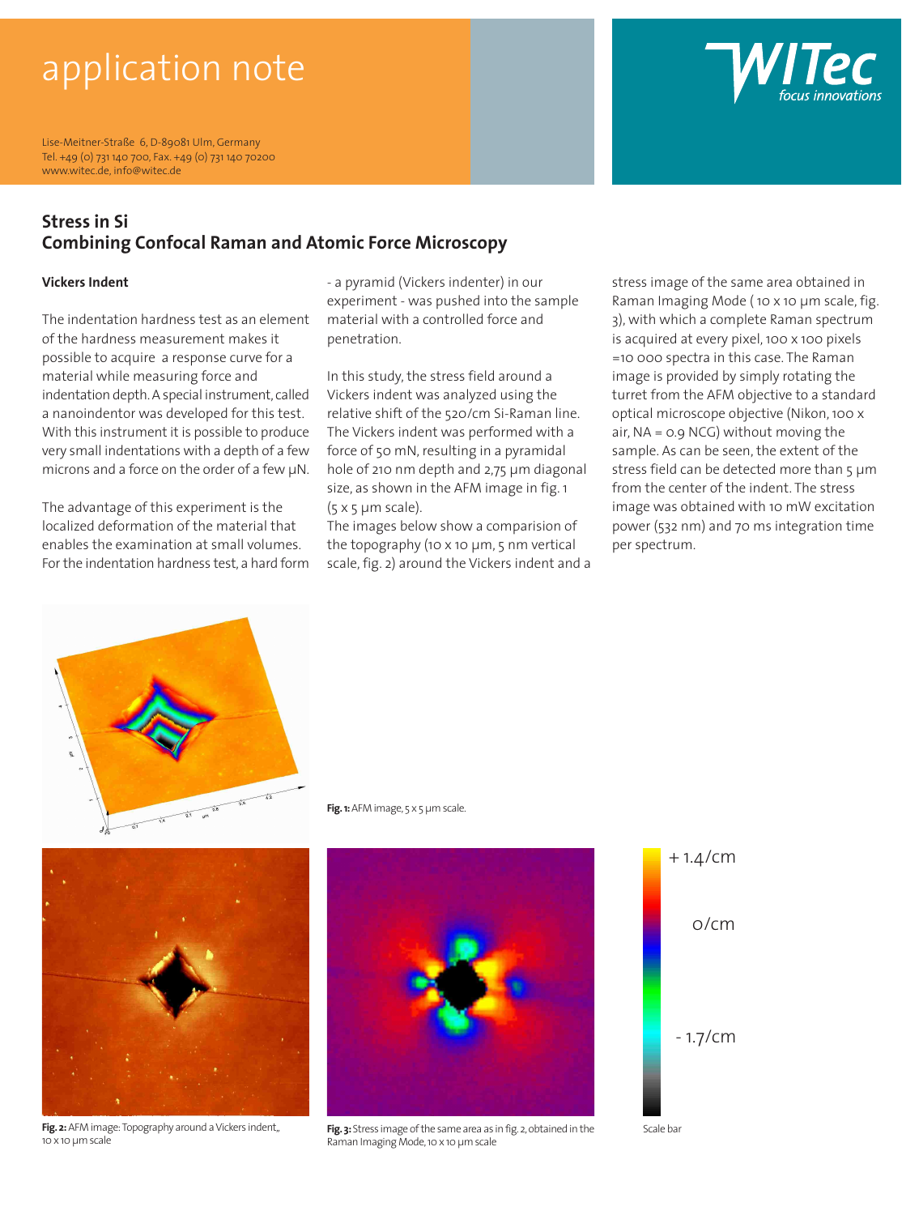# application note

Lise-Meitner-Straße 6, D-89081 Ulm, Germany
Tel. +49 (0) 731 140 700, Fax. +49 (0) 731 140 70200
www.witec.de, info@witec.de

WITec focus innovations

## Stress in Si
## Combining Confocal Raman and Atomic Force Microscopy

### Vickers Indent

The indentation hardness test as an element of the hardness measurement makes it possible to acquire a response curve for a material while measuring force and indentation depth. A special instrument, called a nanoindentor was developed for this test. With this instrument it is possible to produce very small indentations with a depth of a few microns and a force on the order of a few µN.

The advantage of this experiment is the localized deformation of the material that enables the examination at small volumes. For the indentation hardness test, a hard form - a pyramid (Vickers indenter) in our experiment - was pushed into the sample material with a controlled force and penetration.

In this study, the stress field around a Vickers indent was analyzed using the relative shift of the 520/cm Si-Raman line. The Vickers indent was performed with a force of 50 mN, resulting in a pyramidal hole of 210 nm depth and 2,75 µm diagonal size, as shown in the AFM image in fig. 1 (5 x 5 µm scale).
The images below show a comparision of the topography (10 x 10 µm, 5 nm vertical scale, fig. 2) around the Vickers indent and a stress image of the same area obtained in Raman Imaging Mode ( 10 x 10 µm scale, fig. 3), with which a complete Raman spectrum is acquired at every pixel, 100 x 100 pixels =10 000 spectra in this case. The Raman image is provided by simply rotating the turret from the AFM objective to a standard optical microscope objective (Nikon, 100 x air, NA = 0.9 NCG) without moving the sample. As can be seen, the extent of the stress field can be detected more than 5 µm from the center of the indent. The stress image was obtained with 10 mW excitation power (532 nm) and 70 ms integration time per spectrum.

**Fig. 1:** AFM image, 5 x 5 µm scale.

**Fig. 2:** AFM image: Topography around a Vickers indent,, 10 x 10 µm scale

**Fig. 3:** Stress image of the same area as in fig. 2, obtained in the Raman Imaging Mode, 10 x 10 µm scale

+ 1.4/cm
0/cm
- 1.7/cm

Scale bar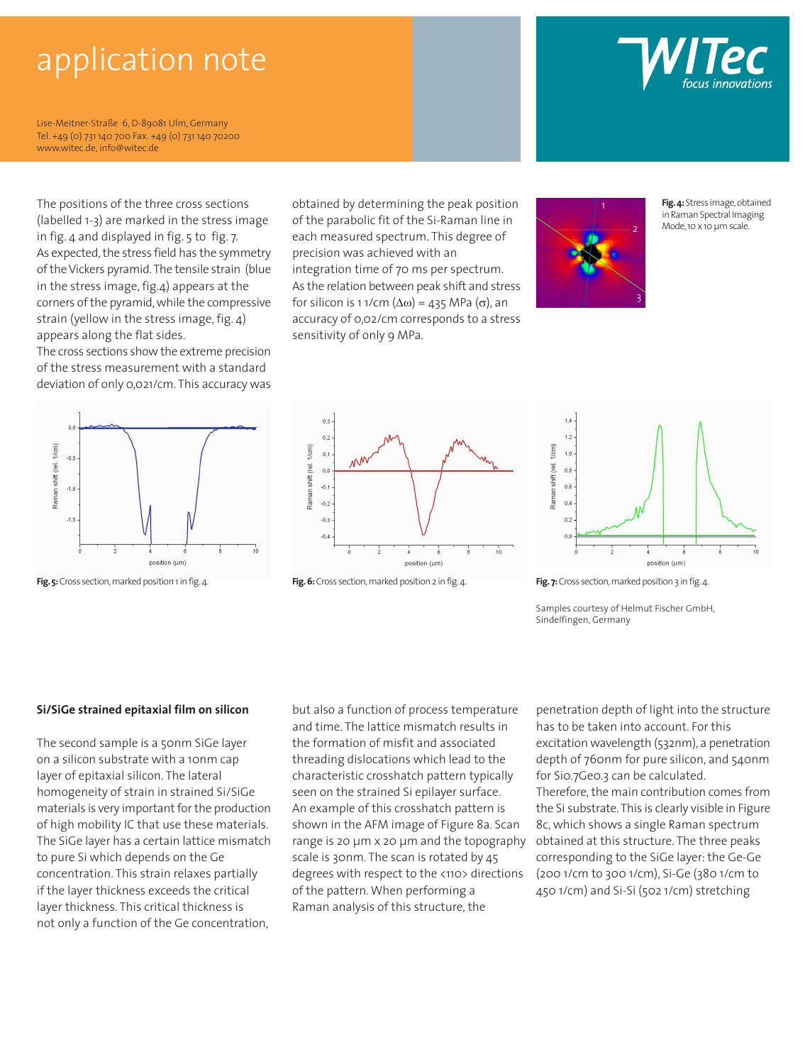The positions of the three cross sections (labelled 1-3) are marked in the stress image in fig. 4 and displayed in fig. 5 to fig. 7. As expected, the stress field has the symmetry of the Vickers pyramid. The tensile strain (blue in the stress image, fig.4) appears at the corners of the pyramid, while the compressive strain (yellow in the stress image, fig. 4) appears along the flat sides.

The cross sections show the extreme precision of the stress measurement with a standard deviation of only 0,021/cm. This accuracy was obtained by determining the peak position of the parabolic fit of the Si-Raman line in each measured spectrum. This degree of precision was achieved with an integration time of 70 ms per spectrum.

As the relation between peak shift and stress for silicon is 1 1/cm ($\Delta\omega$) = 435 MPa ($\sigma$), an accuracy of 0,02/cm corresponds to a stress sensitivity of only 9 MPa.

**Fig. 4:** Stress image, obtained in Raman Spectral Imaging Mode, 10 x 10 µm scale.

**Fig. 5:** Cross section, marked position 1 in fig. 4.

**Fig. 6:** Cross section, marked position 2 in fig. 4.

**Fig. 7:** Cross section, marked position 3 in fig. 4.

Samples courtesy of Helmut Fischer GmbH, Sindelfingen, Germany

## Si/SiGe strained epitaxial film on silicon

The second sample is a 50nm SiGe layer on a silicon substrate with a 10nm cap layer of epitaxial silicon. The lateral homogeneity of strain in strained Si/SiGe materials is very important for the production of high mobility IC that use these materials. The SiGe layer has a certain lattice mismatch to pure Si which depends on the Ge concentration. This strain relaxes partially if the layer thickness exceeds the critical layer thickness. This critical thickness is not only a function of the Ge concentration, but also a function of process temperature and time. The lattice mismatch results in the formation of misfit and associated threading dislocations which lead to the characteristic crosshatch pattern typically seen on the strained Si epilayer surface. An example of this crosshatch pattern is shown in the AFM image of Figure 8a. Scan range is 20 µm x 20 µm and the topography scale is 30nm. The scan is rotated by 45 degrees with respect to the <110> directions of the pattern. When performing a Raman analysis of this structure, the penetration depth of light into the structure has to be taken into account. For this excitation wavelength (532nm), a penetration depth of 760nm for pure silicon, and 540nm for $Si_{0.7}Ge_{0.3}$ can be calculated. Therefore, the main contribution comes from the Si substrate. This is clearly visible in Figure 8c, which shows a single Raman spectrum obtained at this structure. The three peaks corresponding to the SiGe layer: the Ge-Ge (200 1/cm to 300 1/cm), Si-Ge (380 1/cm to 450 1/cm) and Si-Si (502 1/cm) stretching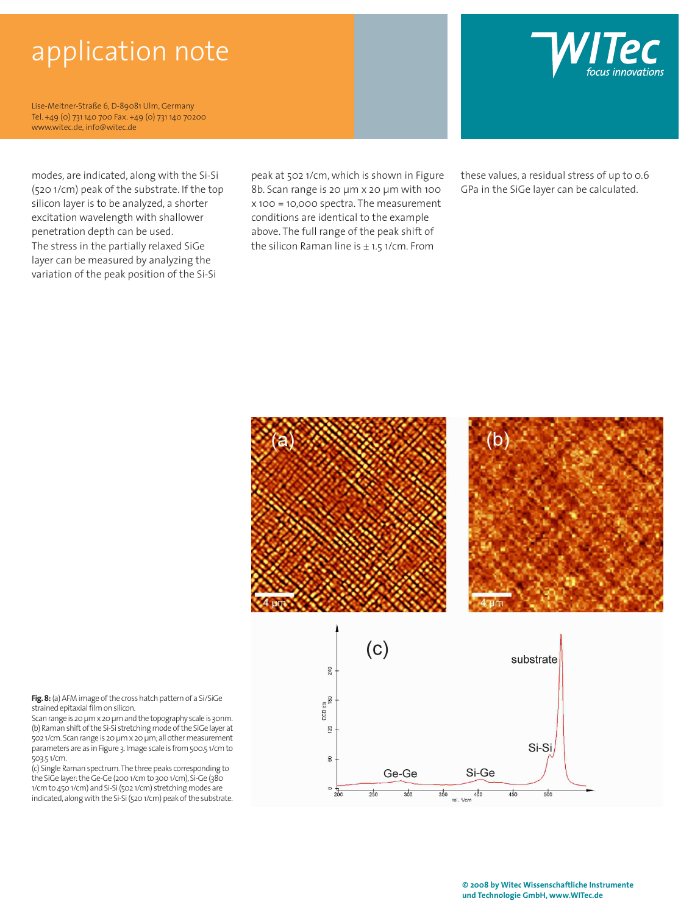modes, are indicated, along with the Si-Si (520 1/cm) peak of the substrate. If the top silicon layer is to be analyzed, a shorter excitation wavelength with shallower penetration depth can be used.
The stress in the partially relaxed SiGe layer can be measured by analyzing the variation of the peak position of the Si-Si peak at 502 1/cm, which is shown in Figure 8b. Scan range is 20 µm x 20 µm with 100 x 100 = 10,000 spectra. The measurement conditions are identical to the example above. The full range of the peak shift of the silicon Raman line is ± 1.5 1/cm. From these values, a residual stress of up to 0.6 GPa in the SiGe layer can be calculated.

(a)

4 µm

(b)

4 µm

(c)

substrate

Si-Si

Ge-Ge

Si-Ge

CCD cts

0

60

120

180

240

200

250

300

350

400

450

500

rel. 1/cm

**Fig. 8:** (a) AFM image of the cross hatch pattern of a Si/SiGe strained epitaxial film on silicon.
Scan range is 20 µm x 20 µm and the topography scale is 30nm.
(b) Raman shift of the Si-Si stretching mode of the SiGe layer at 502 1/cm. Scan range is 20 µm x 20 µm; all other measurement parameters are as in Figure 3. Image scale is from 500.5 1/cm to 503.5 1/cm.
(c) Single Raman spectrum. The three peaks corresponding to the SiGe layer: the Ge-Ge (200 1/cm to 300 1/cm), Si-Ge (380 1/cm to 450 1/cm) and Si-Si (502 1/cm) stretching modes are indicated, along with the Si-Si (520 1/cm) peak of the substrate.

**© 2008 by Witec Wissenschaftliche Instrumente und Technologie GmbH, www.WITec.de**